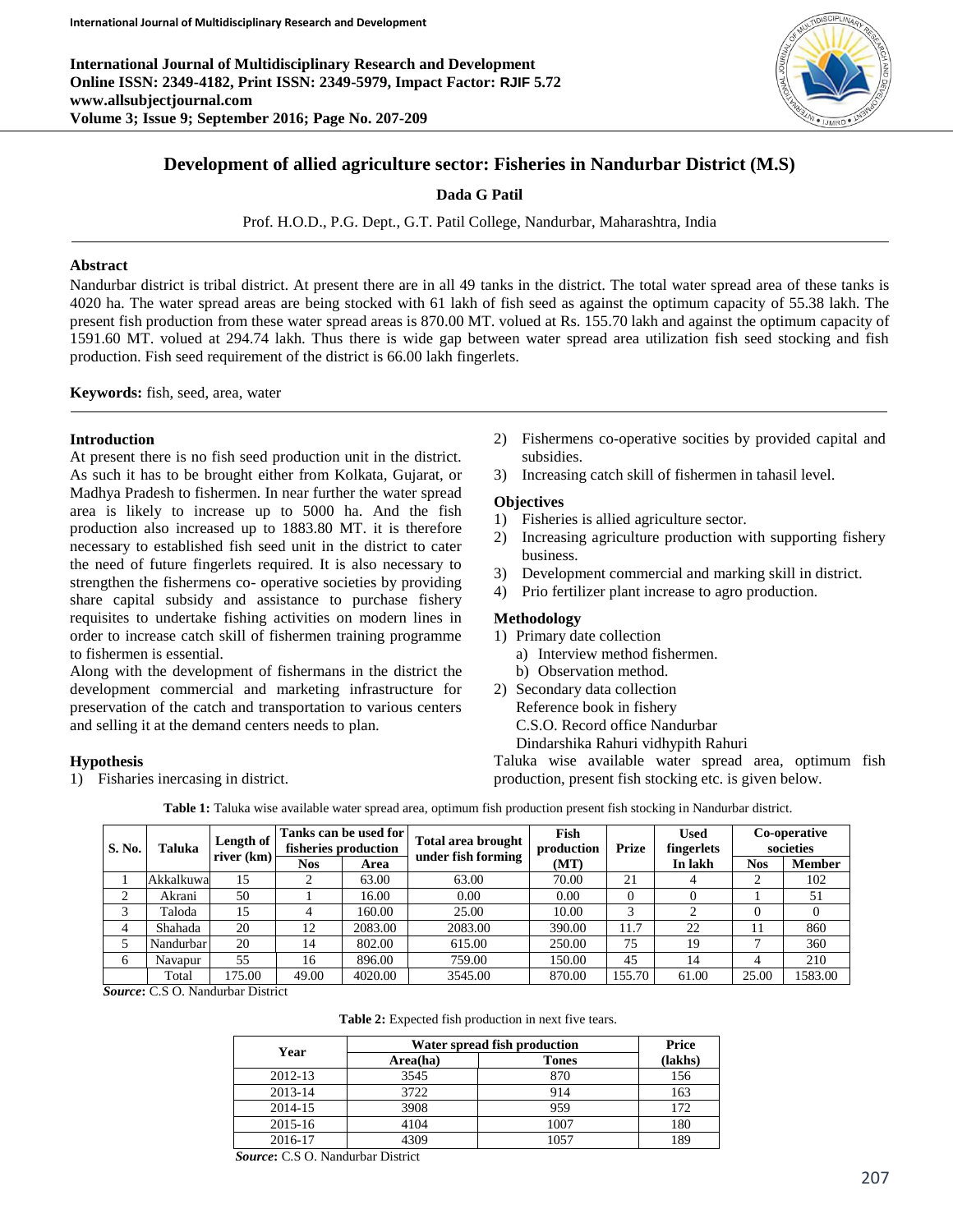# Development of allied agriculture sector: Fisheries in Nandurbar District (M.S)

**Dada G Patil**

Prof. H.O.D., P.G. Dept., G.T. Patil College, Nandurbar, Maharashtra, India

## Abstract

Nandurbar district is tribal district. At present there are in all 49 tanks in the district. The total water spread area of these tanks is 4020 ha. The water spread areas are being stocked with 61 lakh of fish seed as against the optimum capacity of 55.38 lakh. The present fish production from these water spread areas is 870.00 MT. volued at Rs. 155.70 lakh and against the optimum capacity of 1591.60 MT. volued at 294.74 lakh. Thus there is wide gap between water spread area utilization fish seed stocking and fish production. Fish seed requirement of the district is 66.00 lakh fingerlets.

**Keywords:** fish, seed, area, water

## Introduction

At present there is no fish seed production unit in the district. As such it has to be brought either from Kolkata, Gujarat, or Madhya Pradesh to fishermen. In near further the water spread area is likely to increase up to 5000 ha. And the fish production also increased up to 1883.80 MT. it is therefore necessary to established fish seed unit in the district to cater the need of future fingerlets required. It is also necessary to strengthen the fishermens co- operative societies by providing share capital subsidy and assistance to purchase fishery requisites to undertake fishing activities on modern lines in order to increase catch skill of fishermen training programme to fishermen is essential.

Along with the development of fishermans in the district the development commercial and marketing infrastructure for preservation of the catch and transportation to various centers and selling it at the demand centers needs to plan.

## Hypothesis

1) Fisharies inercasing in district.
2) Fishermens co-operative socities by provided capital and subsidies.
3) Increasing catch skill of fishermen in tahasil level.

## Objectives

1) Fisheries is allied agriculture sector.
2) Increasing agriculture production with supporting fishery business.
3) Development commercial and marking skill in district.
4) Prio fertilizer plant increase to agro production.

## Methodology

1) Primary date collection
   a) Interview method fishermen.
   b) Observation method.
2) Secondary data collection
   Reference book in fishery
   C.S.O. Record office Nandurbar
   Dindarshika Rahuri vidhypith Rahuri

Taluka wise available water spread area, optimum fish production, present fish stocking etc. is given below.

**Table 1:** Taluka wise available water spread area, optimum fish production present fish stocking in Nandurbar district.

| S. No. | Taluka | Length of river (km) | Tanks can be used for fisheries production | | Total area brought under fish forming | Fish production (MT) | Prize | Used fingerlets In lakh | Co-operative societies | |
|---|---|---|---|---|---|---|---|---|---|---|
| | | | Nos | Area | | | | | Nos | Member |
| 1 | Akkalkuwa | 15 | 2 | 63.00 | 63.00 | 70.00 | 21 | 4 | 2 | 102 |
| 2 | Akrani | 50 | 1 | 16.00 | 0.00 | 0.00 | 0 | 0 | 1 | 51 |
| 3 | Taloda | 15 | 4 | 160.00 | 25.00 | 10.00 | 3 | 2 | 0 | 0 |
| 4 | Shahada | 20 | 12 | 2083.00 | 2083.00 | 390.00 | 11.7 | 22 | 11 | 860 |
| 5 | Nandurbar | 20 | 14 | 802.00 | 615.00 | 250.00 | 75 | 19 | 7 | 360 |
| 6 | Navapur | 55 | 16 | 896.00 | 759.00 | 150.00 | 45 | 14 | 4 | 210 |
| | Total | 175.00 | 49.00 | 4020.00 | 3545.00 | 870.00 | 155.70 | 61.00 | 25.00 | 1583.00 |

***Source*:** C.S O. Nandurbar District

**Table 2:** Expected fish production in next five tears.

| Year | Water spread fish production | | Price (lakhs) |
|---|---|---|---|
| | Area(ha) | Tones | |
| 2012-13 | 3545 | 870 | 156 |
| 2013-14 | 3722 | 914 | 163 |
| 2014-15 | 3908 | 959 | 172 |
| 2015-16 | 4104 | 1007 | 180 |
| 2016-17 | 4309 | 1057 | 189 |

***Source*:** C.S O. Nandurbar District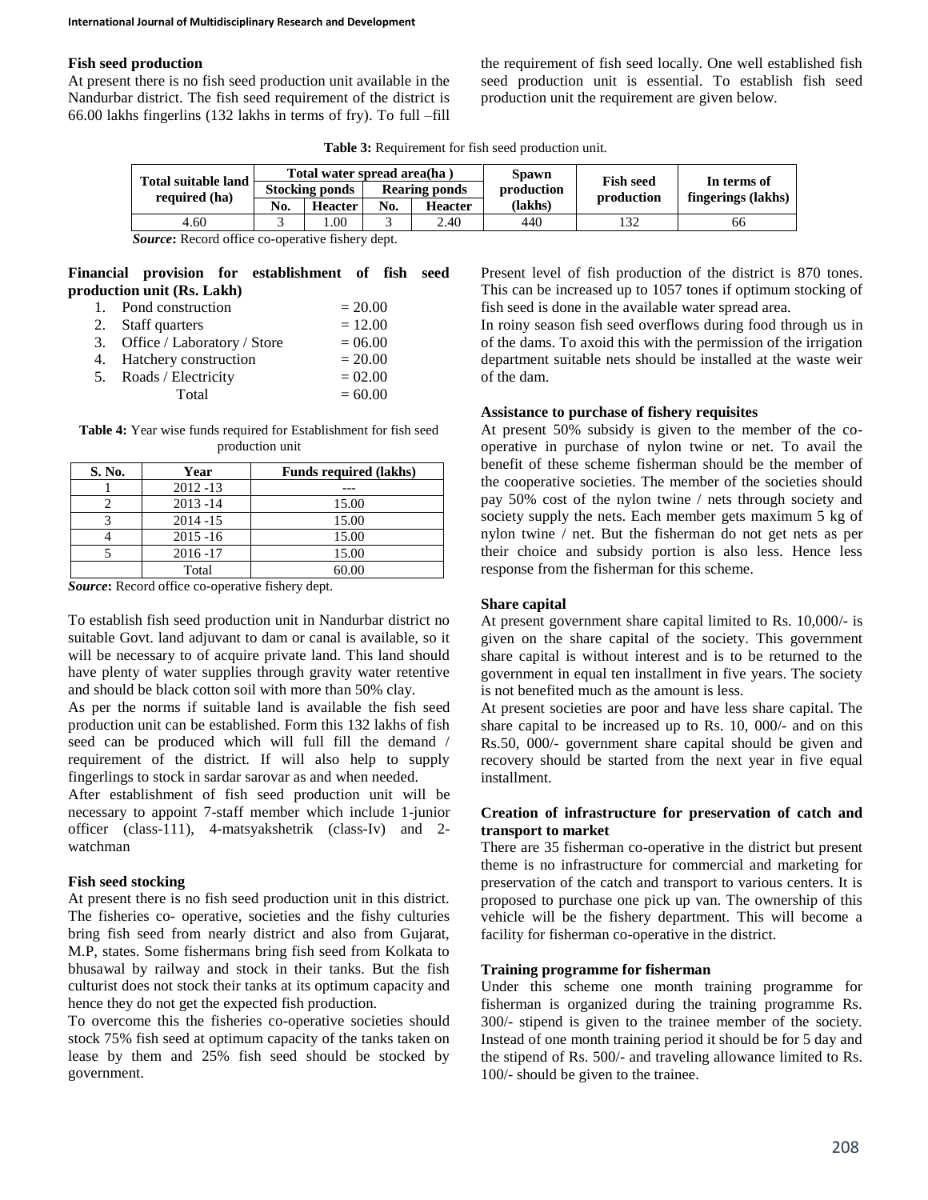### Fish seed production

At present there is no fish seed production unit available in the Nandurbar district. The fish seed requirement of the district is 66.00 lakhs fingerlins (132 lakhs in terms of fry). To full –fill the requirement of fish seed locally. One well established fish seed production unit is essential. To establish fish seed production unit the requirement are given below.

**Table 3:** Requirement for fish seed production unit.

| Total suitable land required (ha) | Total water spread area(ha ) | | | | Spawn production (lakhs) | Fish seed production | In terms of fingerings (lakhs) |
|---|---|---|---|---|---|---|---|
| | Stocking ponds | | Rearing ponds | | | | |
| | No. | Heacter | No. | Heacter | | | |
| 4.60 | 3 | 1.00 | 3 | 2.40 | 440 | 132 | 66 |

***Source*:** Record office co-operative fishery dept.

**Financial provision for establishment of fish seed production unit (Rs. Lakh)**

1. Pond construction = 20.00
2. Staff quarters = 12.00
3. Office / Laboratory / Store = 06.00
4. Hatchery construction = 20.00
5. Roads / Electricity = 02.00

Total = 60.00

**Table 4:** Year wise funds required for Establishment for fish seed production unit

| S. No. | Year | Funds required (lakhs) |
|---|---|---|
| 1 | 2012 -13 | --- |
| 2 | 2013 -14 | 15.00 |
| 3 | 2014 -15 | 15.00 |
| 4 | 2015 -16 | 15.00 |
| 5 | 2016 -17 | 15.00 |
| | Total | 60.00 |

***Source*:** Record office co-operative fishery dept.

To establish fish seed production unit in Nandurbar district no suitable Govt. land adjuvant to dam or canal is available, so it will be necessary to of acquire private land. This land should have plenty of water supplies through gravity water retentive and should be black cotton soil with more than 50% clay.

As per the norms if suitable land is available the fish seed production unit can be established. Form this 132 lakhs of fish seed can be produced which will full fill the demand / requirement of the district. If will also help to supply fingerlings to stock in sardar sarovar as and when needed.

After establishment of fish seed production unit will be necessary to appoint 7-staff member which include 1-junior officer (class-111), 4-matsyakshetrik (class-Iv) and 2-watchman

### Fish seed stocking

At present there is no fish seed production unit in this district. The fisheries co- operative, societies and the fishy culturies bring fish seed from nearly district and also from Gujarat, M.P, states. Some fishermans bring fish seed from Kolkata to bhusawal by railway and stock in their tanks. But the fish culturist does not stock their tanks at its optimum capacity and hence they do not get the expected fish production.

To overcome this the fisheries co-operative societies should stock 75% fish seed at optimum capacity of the tanks taken on lease by them and 25% fish seed should be stocked by government.

Present level of fish production of the district is 870 tones. This can be increased up to 1057 tones if optimum stocking of fish seed is done in the available water spread area.

In roiny season fish seed overflows during food through us in of the dams. To axoid this with the permission of the irrigation department suitable nets should be installed at the waste weir of the dam.

### Assistance to purchase of fishery requisites

At present 50% subsidy is given to the member of the co-operative in purchase of nylon twine or net. To avail the benefit of these scheme fisherman should be the member of the cooperative societies. The member of the societies should pay 50% cost of the nylon twine / nets through society and society supply the nets. Each member gets maximum 5 kg of nylon twine / net. But the fisherman do not get nets as per their choice and subsidy portion is also less. Hence less response from the fisherman for this scheme.

### Share capital

At present government share capital limited to Rs. 10,000/- is given on the share capital of the society. This government share capital is without interest and is to be returned to the government in equal ten installment in five years. The society is not benefited much as the amount is less.

At present societies are poor and have less share capital. The share capital to be increased up to Rs. 10, 000/- and on this Rs.50, 000/- government share capital should be given and recovery should be started from the next year in five equal installment.

### Creation of infrastructure for preservation of catch and transport to market

There are 35 fisherman co-operative in the district but present theme is no infrastructure for commercial and marketing for preservation of the catch and transport to various centers. It is proposed to purchase one pick up van. The ownership of this vehicle will be the fishery department. This will become a facility for fisherman co-operative in the district.

### Training programme for fisherman

Under this scheme one month training programme for fisherman is organized during the training programme Rs. 300/- stipend is given to the trainee member of the society. Instead of one month training period it should be for 5 day and the stipend of Rs. 500/- and traveling allowance limited to Rs. 100/- should be given to the trainee.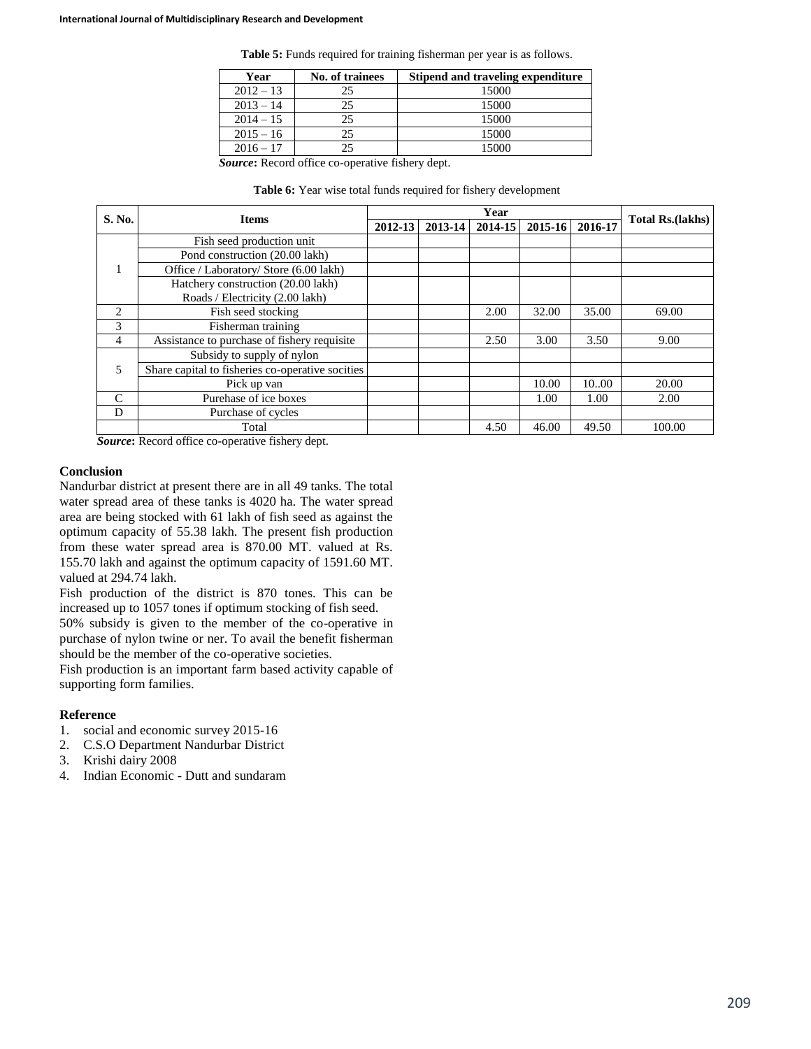**Table 5:** Funds required for training fisherman per year is as follows.

| Year | No. of trainees | Stipend and traveling expenditure |
|---|---|---|
| 2012 – 13 | 25 | 15000 |
| 2013 – 14 | 25 | 15000 |
| 2014 – 15 | 25 | 15000 |
| 2015 – 16 | 25 | 15000 |
| 2016 – 17 | 25 | 15000 |

***Source*:** Record office co-operative fishery dept.

**Table 6:** Year wise total funds required for fishery development

| S. No. | Items | Year | | | | | Total Rs.(lakhs) |
|---|---|---|---|---|---|---|---|
| | | 2012-13 | 2013-14 | 2014-15 | 2015-16 | 2016-17 | |
| 1 | Fish seed production unit | | | | | | |
| | Pond construction (20.00 lakh) | | | | | | |
| | Office / Laboratory/ Store (6.00 lakh) | | | | | | |
| | Hatchery construction (20.00 lakh) Roads / Electricity (2.00 lakh) | | | | | | |
| 2 | Fish seed stocking | | | 2.00 | 32.00 | 35.00 | 69.00 |
| 3 | Fisherman training | | | | | | |
| 4 | Assistance to purchase of fishery requisite | | | 2.50 | 3.00 | 3.50 | 9.00 |
| 5 | Subsidy to supply of nylon | | | | | | |
| | Share capital to fisheries co-operative socities | | | | | | |
| | Pick up van | | | | 10.00 | 10..00 | 20.00 |
| C | Purehase of ice boxes | | | | 1.00 | 1.00 | 2.00 |
| D | Purchase of cycles | | | | | | |
| | Total | | | 4.50 | 46.00 | 49.50 | 100.00 |

***Source*:** Record office co-operative fishery dept.

## Conclusion

Nandurbar district at present there are in all 49 tanks. The total water spread area of these tanks is 4020 ha. The water spread area are being stocked with 61 lakh of fish seed as against the optimum capacity of 55.38 lakh. The present fish production from these water spread area is 870.00 MT. valued at Rs. 155.70 lakh and against the optimum capacity of 1591.60 MT. valued at 294.74 lakh.

Fish production of the district is 870 tones. This can be increased up to 1057 tones if optimum stocking of fish seed.

50% subsidy is given to the member of the co-operative in purchase of nylon twine or ner. To avail the benefit fisherman should be the member of the co-operative societies.

Fish production is an important farm based activity capable of supporting form families.

## Reference

1. social and economic survey 2015-16
2. C.S.O Department Nandurbar District
3. Krishi dairy 2008
4. Indian Economic - Dutt and sundaram